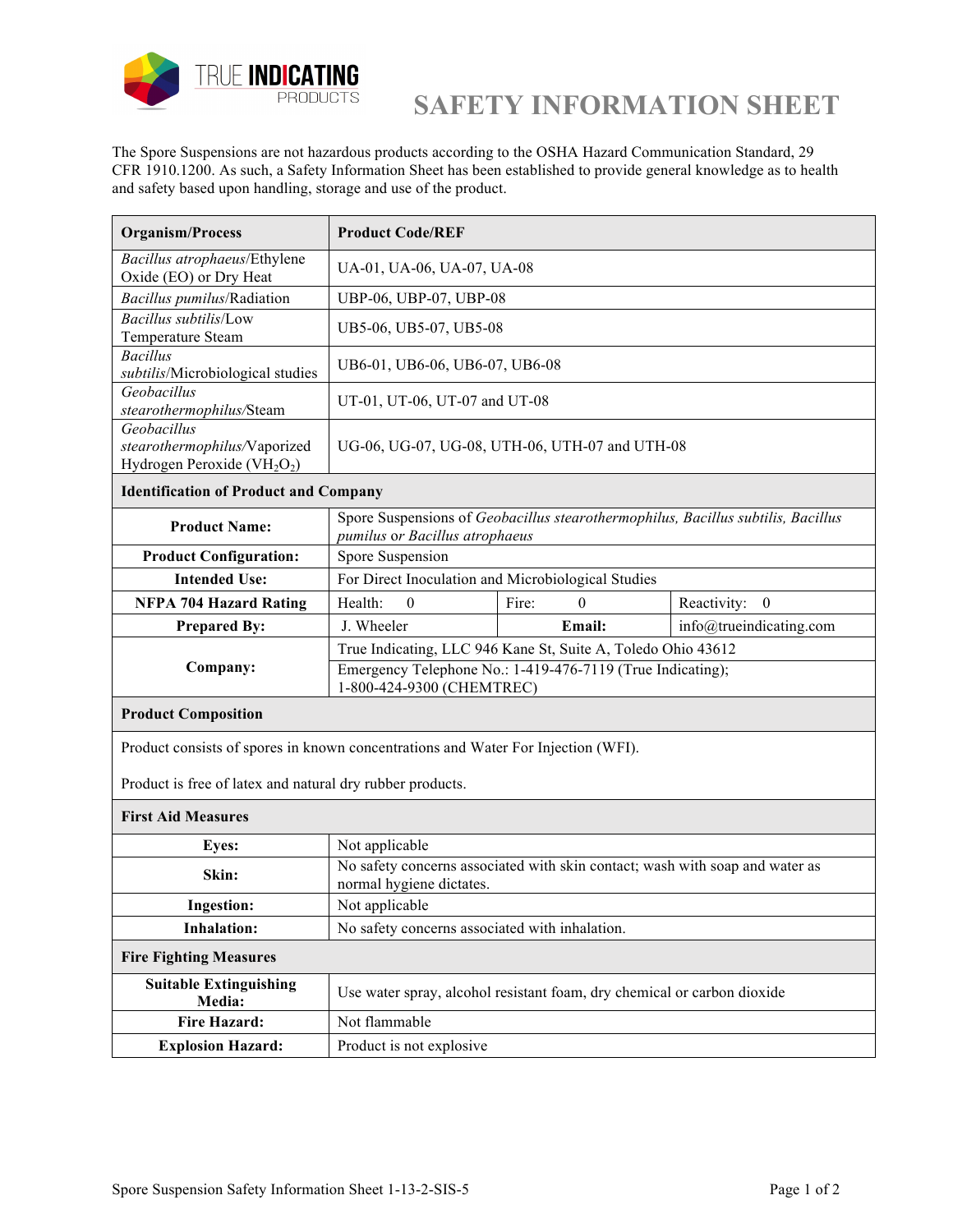# SAFETY INFORMATION SHEET

The Spore Suspensions are not hazardous products according to the OSHA Hazard Communication Standard, 29 CFR 1910.1200. As such, a Safety Information Sheet has been established to provide general knowledge as to health and safety based upon handling, storage and use of the product.

| Organism/Process | Product Code/REF |
|---|---|
| *Bacillus atrophaeus*/Ethylene Oxide (EO) or Dry Heat | UA-01, UA-06, UA-07, UA-08 |
| *Bacillus pumilus*/Radiation | UBP-06, UBP-07, UBP-08 |
| *Bacillus subtilis*/Low Temperature Steam | UB5-06, UB5-07, UB5-08 |
| *Bacillus subtilis*/Microbiological studies | UB6-01, UB6-06, UB6-07, UB6-08 |
| *Geobacillus stearothermophilus*/Steam | UT-01, UT-06, UT-07 and UT-08 |
| *Geobacillus stearothermophilus*/Vaporized Hydrogen Peroxide ($VH_2O_2$) | UG-06, UG-07, UG-08, UTH-06, UTH-07 and UTH-08 |

## Identification of Product and Company

| | | | |
|---|---|---|---|
| **Product Name:** | Spore Suspensions of *Geobacillus stearothermophilus, Bacillus subtilis, Bacillus pumilus* or *Bacillus atrophaeus* | | |
| **Product Configuration:** | Spore Suspension | | |
| **Intended Use:** | For Direct Inoculation and Microbiological Studies | | |
| **NFPA 704 Hazard Rating** | Health: 0 | Fire: 0 | Reactivity: 0 |
| **Prepared By:** | J. Wheeler | **Email:** | info@trueindicating.com |
| **Company:** | True Indicating, LLC 946 Kane St, Suite A, Toledo Ohio 43612 | | |
| | Emergency Telephone No.: 1-419-476-7119 (True Indicating); 1-800-424-9300 (CHEMTREC) | | |

## Product Composition

Product consists of spores in known concentrations and Water For Injection (WFI).

Product is free of latex and natural dry rubber products.

## First Aid Measures

| | |
|---|---|
| **Eyes:** | Not applicable |
| **Skin:** | No safety concerns associated with skin contact; wash with soap and water as normal hygiene dictates. |
| **Ingestion:** | Not applicable |
| **Inhalation:** | No safety concerns associated with inhalation. |

## Fire Fighting Measures

| | |
|---|---|
| **Suitable Extinguishing Media:** | Use water spray, alcohol resistant foam, dry chemical or carbon dioxide |
| **Fire Hazard:** | Not flammable |
| **Explosion Hazard:** | Product is not explosive |

Spore Suspension Safety Information Sheet 1-13-2-SIS-5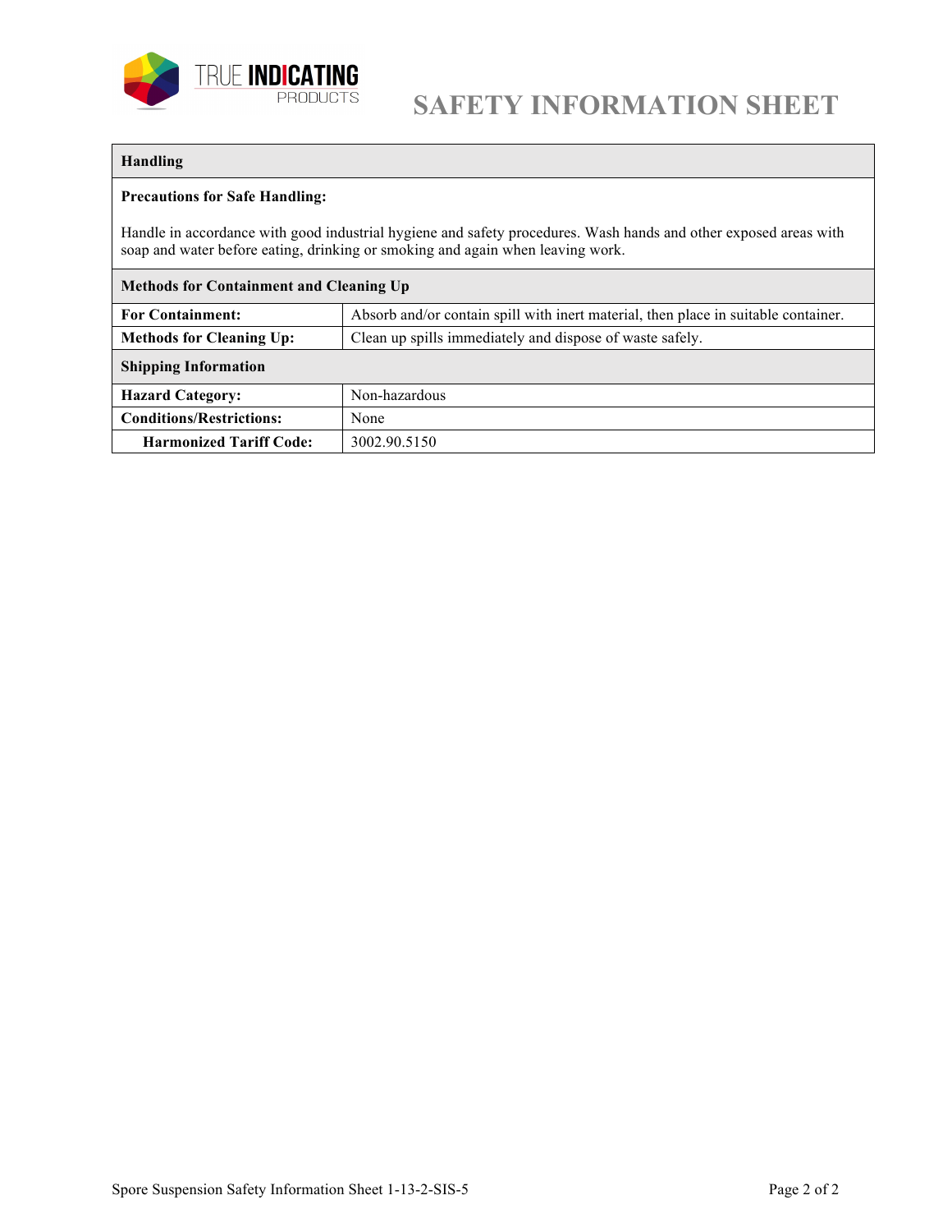# SAFETY INFORMATION SHEET

## Handling

**Precautions for Safe Handling:**

Handle in accordance with good industrial hygiene and safety procedures. Wash hands and other exposed areas with soap and water before eating, drinking or smoking and again when leaving work.

## Methods for Containment and Cleaning Up

| | |
|---|---|
| **For Containment:** | Absorb and/or contain spill with inert material, then place in suitable container. |
| **Methods for Cleaning Up:** | Clean up spills immediately and dispose of waste safely. |

## Shipping Information

| | |
|---|---|
| **Hazard Category:** | Non-hazardous |
| **Conditions/Restrictions:** | None |
| **Harmonized Tariff Code:** | 3002.90.5150 |